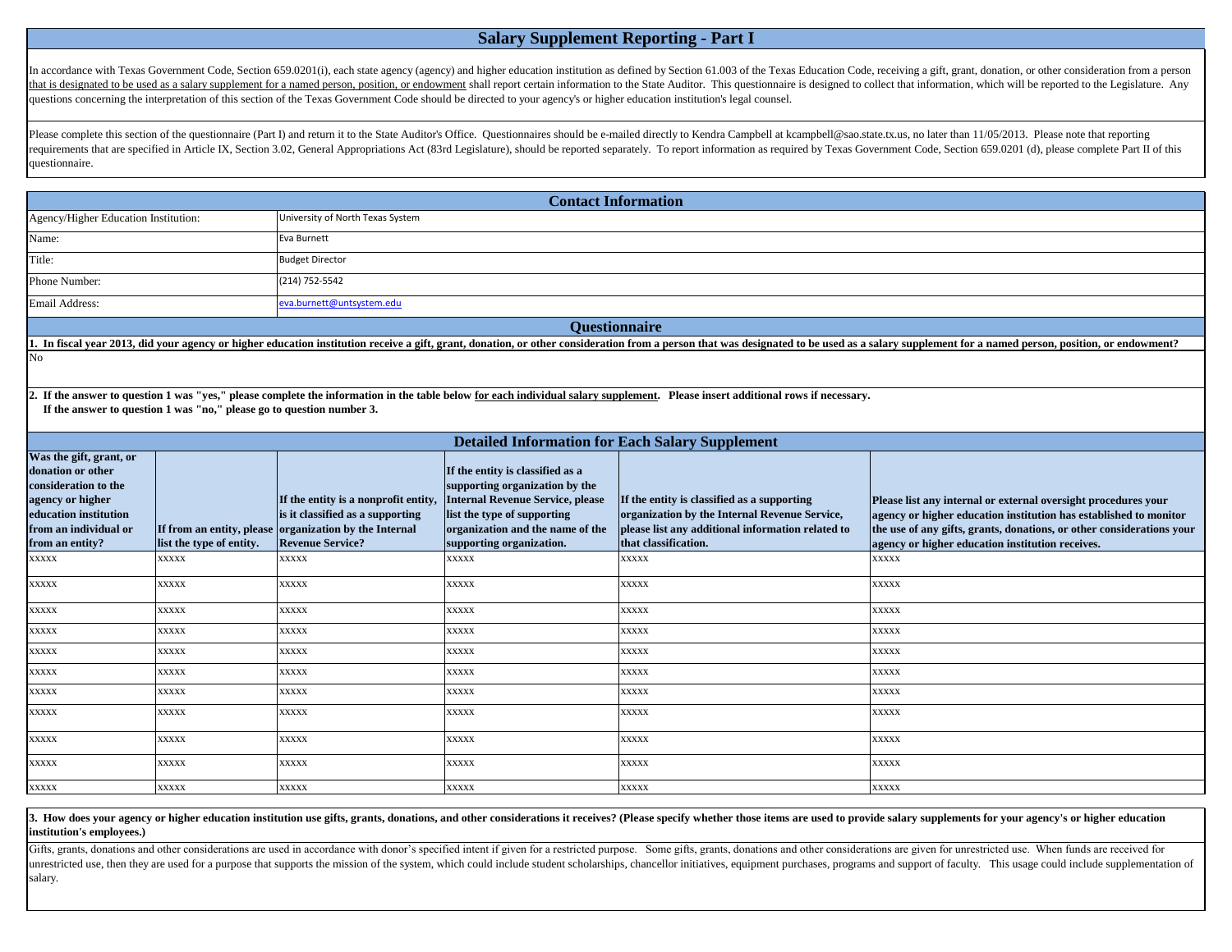# Salary Supplement Reporting - Part I

In accordance with Texas Government Code, Section 659.0201(i), each state agency (agency) and higher education institution as defined by Section 61.003 of the Texas Education Code, receiving a gift, grant, donation, or other consideration from a person that is designated to be used as a salary supplement for a named person, position, or endowment shall report certain information to the State Auditor. This questionnaire is designed to collect that information, which will be reported to the Legislature. Any questions concerning the interpretation of this section of the Texas Government Code should be directed to your agency's or higher education institution's legal counsel.

Please complete this section of the questionnaire (Part I) and return it to the State Auditor's Office. Questionnaires should be e-mailed directly to Kendra Campbell at kcampbell@sao.state.tx.us, no later than 11/05/2013. Please note that reporting requirements that are specified in Article IX, Section 3.02, General Appropriations Act (83rd Legislature), should be reported separately. To report information as required by Texas Government Code, Section 659.0201 (d), please complete Part II of this questionnaire.

## Contact Information

| | |
|---|---|
| Agency/Higher Education Institution: | University of North Texas System |
| Name: | Eva Burnett |
| Title: | Budget Director |
| Phone Number: | (214) 752-5542 |
| Email Address: | eva.burnett@untsystem.edu |

## Questionnaire

**1. In fiscal year 2013, did your agency or higher education institution receive a gift, grant, donation, or other consideration from a person that was designated to be used as a salary supplement for a named person, position, or endowment?**

No

**2. If the answer to question 1 was "yes," please complete the information in the table below for each individual salary supplement. Please insert additional rows if necessary.**
**If the answer to question 1 was "no," please go to question number 3.**

## Detailed Information for Each Salary Supplement

| Was the gift, grant, or donation or other consideration to the agency or higher education institution from an individual or from an entity? | If from an entity, please list the type of entity. | If the entity is a nonprofit entity, is it classified as a supporting organization by the Internal Revenue Service? | If the entity is classified as a supporting organization by the Internal Revenue Service, please list the type of supporting organization and the name of the supporting organization. | If the entity is classified as a supporting organization by the Internal Revenue Service, please list any additional information related to that classification. | Please list any internal or external oversight procedures your agency or higher education institution has established to monitor the use of any gifts, grants, donations, or other considerations your agency or higher education institution receives. |
|---|---|---|---|---|---|
| xxxxx | xxxxx | xxxxx | xxxxx | xxxxx | xxxxx |
| xxxxx | xxxxx | xxxxx | xxxxx | xxxxx | xxxxx |
| xxxxx | xxxxx | xxxxx | xxxxx | xxxxx | xxxxx |
| xxxxx | xxxxx | xxxxx | xxxxx | xxxxx | xxxxx |
| xxxxx | xxxxx | xxxxx | xxxxx | xxxxx | xxxxx |
| xxxxx | xxxxx | xxxxx | xxxxx | xxxxx | xxxxx |
| xxxxx | xxxxx | xxxxx | xxxxx | xxxxx | xxxxx |
| xxxxx | xxxxx | xxxxx | xxxxx | xxxxx | xxxxx |
| xxxxx | xxxxx | xxxxx | xxxxx | xxxxx | xxxxx |
| xxxxx | xxxxx | xxxxx | xxxxx | xxxxx | xxxxx |
| xxxxx | xxxxx | xxxxx | xxxxx | xxxxx | xxxxx |

**3. How does your agency or higher education institution use gifts, grants, donations, and other considerations it receives? (Please specify whether those items are used to provide salary supplements for your agency's or higher education institution's employees.)**

Gifts, grants, donations and other considerations are used in accordance with donor's specified intent if given for a restricted purpose. Some gifts, grants, donations and other considerations are given for unrestricted use. When funds are received for unrestricted use, then they are used for a purpose that supports the mission of the system, which could include student scholarships, chancellor initiatives, equipment purchases, programs and support of faculty. This usage could include supplementation of salary.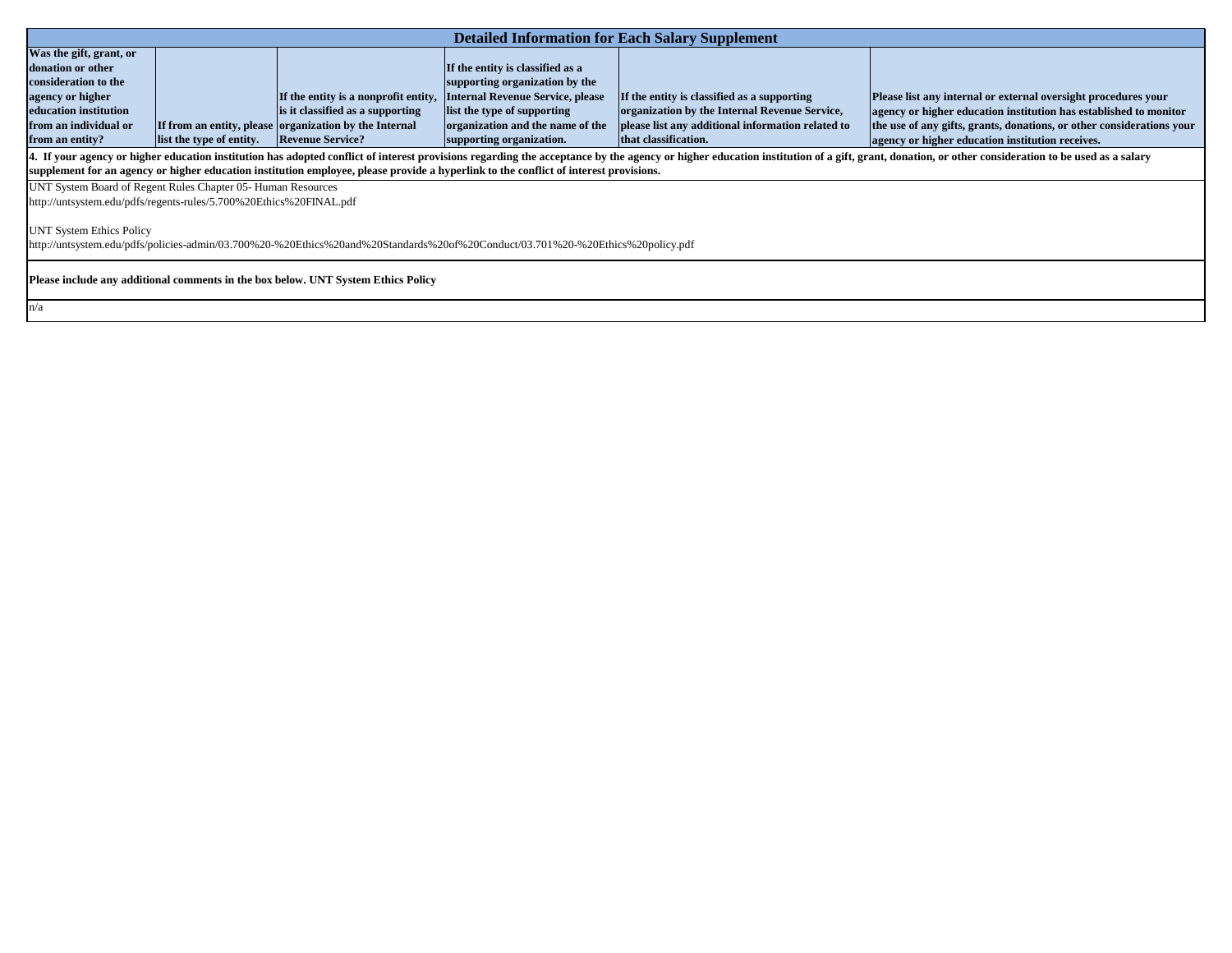| Detailed Information for Each Salary Supplement | | | | | |
|---|---|---|---|---|---|
| **Was the gift, grant, or donation or other consideration to the agency or higher education institution from an individual or from an entity?** | **If from an entity, please list the type of entity.** | **If the entity is a nonprofit entity, is it classified as a supporting organization by the Internal Revenue Service?** | **If the entity is classified as a supporting organization by the Internal Revenue Service, please list the type of supporting organization and the name of the supporting organization.** | **If the entity is classified as a supporting organization by the Internal Revenue Service, please list any additional information related to that classification.** | **Please list any internal or external oversight procedures your agency or higher education institution has established to monitor the use of any gifts, grants, donations, or other considerations your agency or higher education institution receives.** |

**4. If your agency or higher education institution has adopted conflict of interest provisions regarding the acceptance by the agency or higher education institution of a gift, grant, donation, or other consideration to be used as a salary supplement for an agency or higher education institution employee, please provide a hyperlink to the conflict of interest provisions.**

UNT System Board of Regent Rules Chapter 05- Human Resources
http://untsystem.edu/pdfs/regents-rules/5.700%20Ethics%20FINAL.pdf

UNT System Ethics Policy
http://untsystem.edu/pdfs/policies-admin/03.700%20-%20Ethics%20and%20Standards%20of%20Conduct/03.701%20-%20Ethics%20policy.pdf

**Please include any additional comments in the box below. UNT System Ethics Policy**

n/a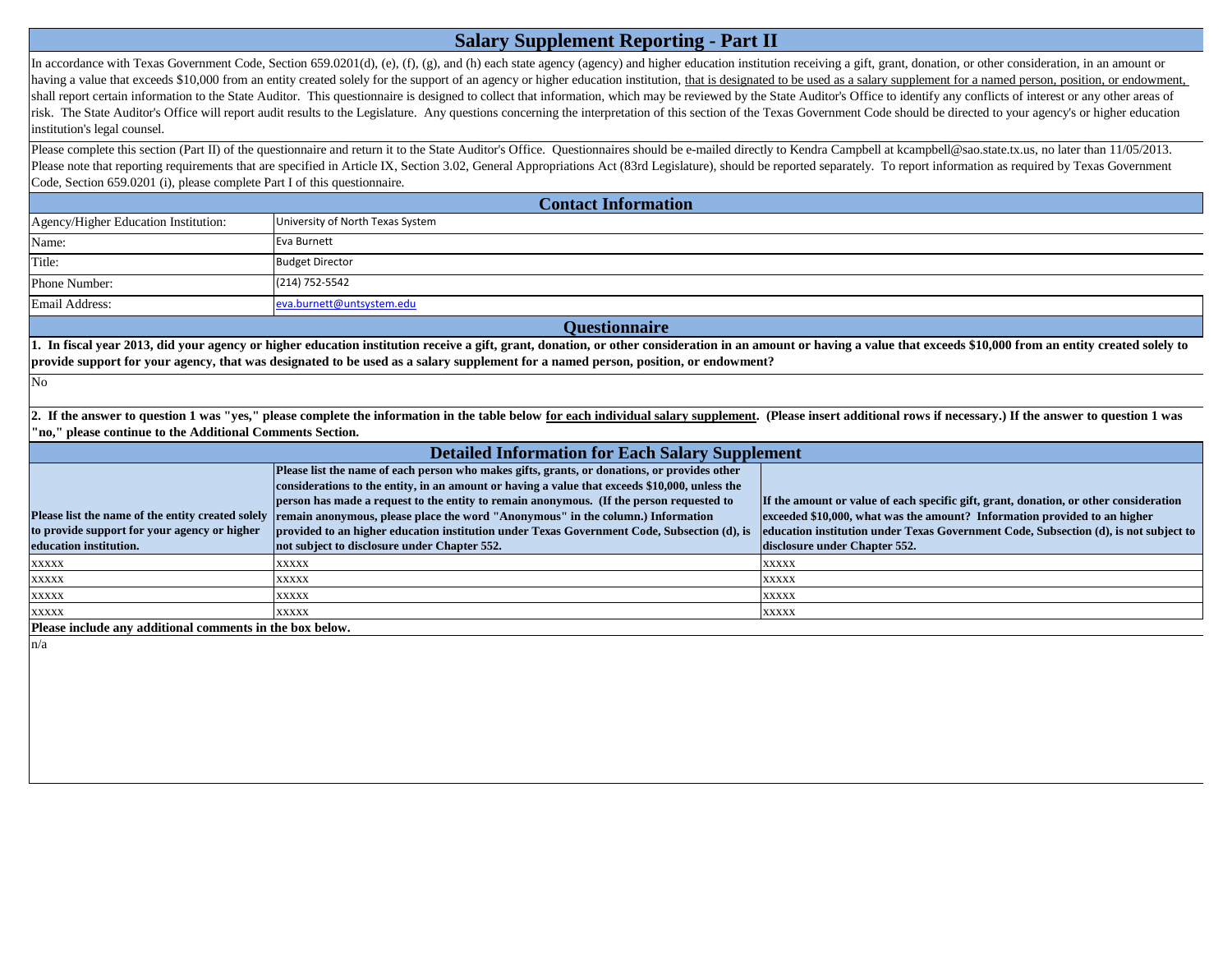# Salary Supplement Reporting - Part II

In accordance with Texas Government Code, Section 659.0201(d), (e), (f), (g), and (h) each state agency (agency) and higher education institution receiving a gift, grant, donation, or other consideration, in an amount or having a value that exceeds $10,000 from an entity created solely for the support of an agency or higher education institution, that is designated to be used as a salary supplement for a named person, position, or endowment, shall report certain information to the State Auditor. This questionnaire is designed to collect that information, which may be reviewed by the State Auditor's Office to identify any conflicts of interest or any other areas of risk. The State Auditor's Office will report audit results to the Legislature. Any questions concerning the interpretation of this section of the Texas Government Code should be directed to your agency's or higher education institution's legal counsel.

Please complete this section (Part II) of the questionnaire and return it to the State Auditor's Office. Questionnaires should be e-mailed directly to Kendra Campbell at kcampbell@sao.state.tx.us, no later than 11/05/2013. Please note that reporting requirements that are specified in Article IX, Section 3.02, General Appropriations Act (83rd Legislature), should be reported separately. To report information as required by Texas Government Code, Section 659.0201 (i), please complete Part I of this questionnaire.

## Contact Information

| | |
|---|---|
| Agency/Higher Education Institution: | University of North Texas System |
| Name: | Eva Burnett |
| Title: | Budget Director |
| Phone Number: | (214) 752-5542 |
| Email Address: | eva.burnett@untsystem.edu |

## Questionnaire

**1. In fiscal year 2013, did your agency or higher education institution receive a gift, grant, donation, or other consideration in an amount or having a value that exceeds $10,000 from an entity created solely to provide support for your agency, that was designated to be used as a salary supplement for a named person, position, or endowment?**

No

**2. If the answer to question 1 was "yes," please complete the information in the table below for each individual salary supplement. (Please insert additional rows if necessary.) If the answer to question 1 was "no," please continue to the Additional Comments Section.**

## Detailed Information for Each Salary Supplement

| Please list the name of the entity created solely to provide support for your agency or higher education institution. | Please list the name of each person who makes gifts, grants, or donations, or provides other considerations to the entity, in an amount or having a value that exceeds $10,000, unless the person has made a request to the entity to remain anonymous. (If the person requested to remain anonymous, please place the word "Anonymous" in the column.) Information provided to an higher education institution under Texas Government Code, Subsection (d), is not subject to disclosure under Chapter 552. | If the amount or value of each specific gift, grant, donation, or other consideration exceeded $10,000, what was the amount? Information provided to an higher education institution under Texas Government Code, Subsection (d), is not subject to disclosure under Chapter 552. |
|---|---|---|
| xxxxx | xxxxx | xxxxx |
| xxxxx | xxxxx | xxxxx |
| xxxxx | xxxxx | xxxxx |
| xxxxx | xxxxx | xxxxx |

**Please include any additional comments in the box below.**

n/a